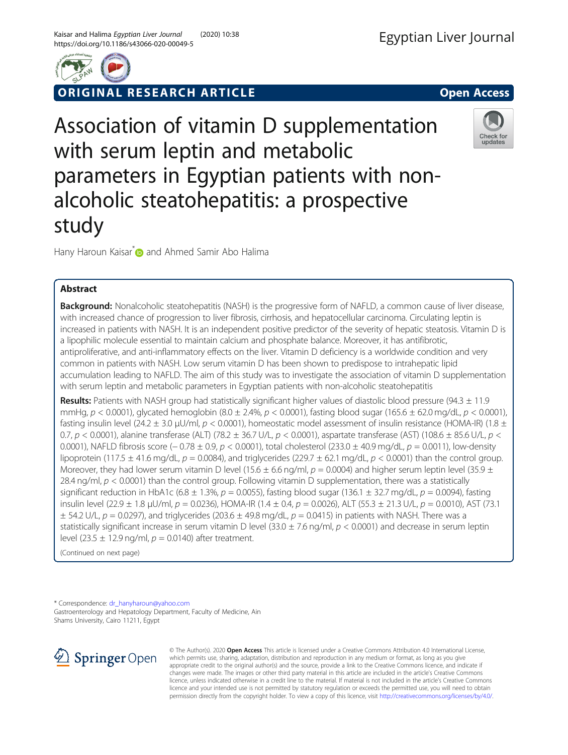ORIGINAL RESEARCH ARTICLE

Open Access

# Association of vitamin D supplementation with serum leptin and metabolic parameters in Egyptian patients with non-alcoholic steatohepatitis: a prospective study

Hany Haroun Kaisar* and Ahmed Samir Abo Halima

## Abstract

**Background:** Nonalcoholic steatohepatitis (NASH) is the progressive form of NAFLD, a common cause of liver disease, with increased chance of progression to liver fibrosis, cirrhosis, and hepatocellular carcinoma. Circulating leptin is increased in patients with NASH. It is an independent positive predictor of the severity of hepatic steatosis. Vitamin D is a lipophilic molecule essential to maintain calcium and phosphate balance. Moreover, it has antifibrotic, antiproliferative, and anti-inflammatory effects on the liver. Vitamin D deficiency is a worldwide condition and very common in patients with NASH. Low serum vitamin D has been shown to predispose to intrahepatic lipid accumulation leading to NAFLD. The aim of this study was to investigate the association of vitamin D supplementation with serum leptin and metabolic parameters in Egyptian patients with non-alcoholic steatohepatitis

**Results:** Patients with NASH group had statistically significant higher values of diastolic blood pressure (94.3 ± 11.9 mmHg, $p < 0.0001$), glycated hemoglobin (8.0 ± 2.4%, $p < 0.0001$), fasting blood sugar (165.6 ± 62.0 mg/dL, $p < 0.0001$), fasting insulin level (24.2 ± 3.0 μU/ml, $p < 0.0001$), homeostatic model assessment of insulin resistance (HOMA-IR) (1.8 ± 0.7, $p < 0.0001$), alanine transferase (ALT) (78.2 ± 36.7 U/L, $p < 0.0001$), aspartate transferase (AST) (108.6 ± 85.6 U/L, $p < 0.0001$), NAFLD fibrosis score (− 0.78 ± 0.9, $p < 0.0001$), total cholesterol (233.0 ± 40.9 mg/dL, $p = 0.0011$), low-density lipoprotein (117.5 ± 41.6 mg/dL, $p = 0.0084$), and triglycerides (229.7 ± 62.1 mg/dL, $p < 0.0001$) than the control group. Moreover, they had lower serum vitamin D level (15.6 ± 6.6 ng/ml, $p = 0.0004$) and higher serum leptin level (35.9 ± 28.4 ng/ml, $p < 0.0001$) than the control group. Following vitamin D supplementation, there was a statistically significant reduction in HbA1c (6.8 ± 1.3%, $p = 0.0055$), fasting blood sugar (136.1 ± 32.7 mg/dL, $p = 0.0094$), fasting insulin level (22.9 ± 1.8 μU/ml, $p = 0.0236$), HOMA-IR (1.4 ± 0.4, $p = 0.0026$), ALT (55.3 ± 21.3 U/L, $p = 0.0010$), AST (73.1 ± 54.2 U/L, $p = 0.0297$), and triglycerides (203.6 ± 49.8 mg/dL, $p = 0.0415$) in patients with NASH. There was a statistically significant increase in serum vitamin D level (33.0 ± 7.6 ng/ml, $p < 0.0001$) and decrease in serum leptin level (23.5 ± 12.9 ng/ml, $p = 0.0140$) after treatment.

(Continued on next page)

* Correspondence: dr_hanyharoun@yahoo.com
Gastroenterology and Hepatology Department, Faculty of Medicine, Ain Shams University, Cairo 11211, Egypt

© The Author(s). 2020 **Open Access** This article is licensed under a Creative Commons Attribution 4.0 International License, which permits use, sharing, adaptation, distribution and reproduction in any medium or format, as long as you give appropriate credit to the original author(s) and the source, provide a link to the Creative Commons licence, and indicate if changes were made. The images or other third party material in this article are included in the article's Creative Commons licence, unless indicated otherwise in a credit line to the material. If material is not included in the article's Creative Commons licence and your intended use is not permitted by statutory regulation or exceeds the permitted use, you will need to obtain permission directly from the copyright holder. To view a copy of this licence, visit http://creativecommons.org/licenses/by/4.0/.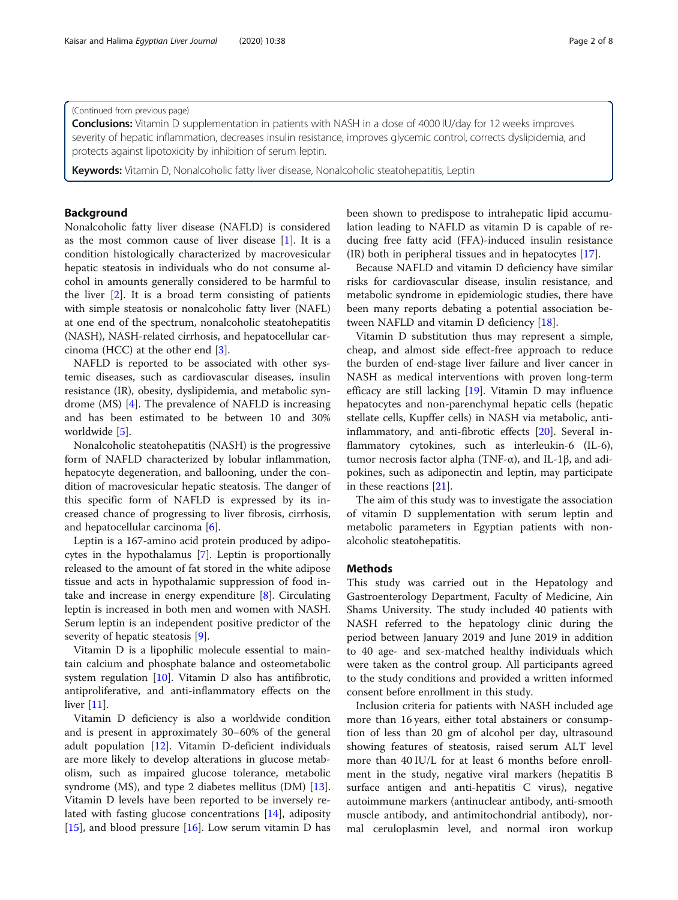(Continued from previous page)

**Conclusions:** Vitamin D supplementation in patients with NASH in a dose of 4000 IU/day for 12 weeks improves severity of hepatic inflammation, decreases insulin resistance, improves glycemic control, corrects dyslipidemia, and protects against lipotoxicity by inhibition of serum leptin.

**Keywords:** Vitamin D, Nonalcoholic fatty liver disease, Nonalcoholic steatohepatitis, Leptin

## Background

Nonalcoholic fatty liver disease (NAFLD) is considered as the most common cause of liver disease [1]. It is a condition histologically characterized by macrovesicular hepatic steatosis in individuals who do not consume alcohol in amounts generally considered to be harmful to the liver [2]. It is a broad term consisting of patients with simple steatosis or nonalcoholic fatty liver (NAFL) at one end of the spectrum, nonalcoholic steatohepatitis (NASH), NASH-related cirrhosis, and hepatocellular carcinoma (HCC) at the other end [3].

NAFLD is reported to be associated with other systemic diseases, such as cardiovascular diseases, insulin resistance (IR), obesity, dyslipidemia, and metabolic syndrome (MS) [4]. The prevalence of NAFLD is increasing and has been estimated to be between 10 and 30% worldwide [5].

Nonalcoholic steatohepatitis (NASH) is the progressive form of NAFLD characterized by lobular inflammation, hepatocyte degeneration, and ballooning, under the condition of macrovesicular hepatic steatosis. The danger of this specific form of NAFLD is expressed by its increased chance of progressing to liver fibrosis, cirrhosis, and hepatocellular carcinoma [6].

Leptin is a 167-amino acid protein produced by adipocytes in the hypothalamus [7]. Leptin is proportionally released to the amount of fat stored in the white adipose tissue and acts in hypothalamic suppression of food intake and increase in energy expenditure [8]. Circulating leptin is increased in both men and women with NASH. Serum leptin is an independent positive predictor of the severity of hepatic steatosis [9].

Vitamin D is a lipophilic molecule essential to maintain calcium and phosphate balance and osteometabolic system regulation [10]. Vitamin D also has antifibrotic, antiproliferative, and anti-inflammatory effects on the liver [11].

Vitamin D deficiency is also a worldwide condition and is present in approximately 30–60% of the general adult population [12]. Vitamin D-deficient individuals are more likely to develop alterations in glucose metabolism, such as impaired glucose tolerance, metabolic syndrome (MS), and type 2 diabetes mellitus (DM) [13]. Vitamin D levels have been reported to be inversely related with fasting glucose concentrations [14], adiposity [15], and blood pressure [16]. Low serum vitamin D has been shown to predispose to intrahepatic lipid accumulation leading to NAFLD as vitamin D is capable of reducing free fatty acid (FFA)-induced insulin resistance (IR) both in peripheral tissues and in hepatocytes [17].

Because NAFLD and vitamin D deficiency have similar risks for cardiovascular disease, insulin resistance, and metabolic syndrome in epidemiologic studies, there have been many reports debating a potential association between NAFLD and vitamin D deficiency [18].

Vitamin D substitution thus may represent a simple, cheap, and almost side effect-free approach to reduce the burden of end-stage liver failure and liver cancer in NASH as medical interventions with proven long-term efficacy are still lacking [19]. Vitamin D may influence hepatocytes and non-parenchymal hepatic cells (hepatic stellate cells, Kupffer cells) in NASH via metabolic, anti-inflammatory, and anti-fibrotic effects [20]. Several inflammatory cytokines, such as interleukin-6 (IL-6), tumor necrosis factor alpha (TNF-α), and IL-1β, and adipokines, such as adiponectin and leptin, may participate in these reactions [21].

The aim of this study was to investigate the association of vitamin D supplementation with serum leptin and metabolic parameters in Egyptian patients with nonalcoholic steatohepatitis.

## Methods

This study was carried out in the Hepatology and Gastroenterology Department, Faculty of Medicine, Ain Shams University. The study included 40 patients with NASH referred to the hepatology clinic during the period between January 2019 and June 2019 in addition to 40 age- and sex-matched healthy individuals which were taken as the control group. All participants agreed to the study conditions and provided a written informed consent before enrollment in this study.

Inclusion criteria for patients with NASH included age more than 16 years, either total abstainers or consumption of less than 20 gm of alcohol per day, ultrasound showing features of steatosis, raised serum ALT level more than 40 IU/L for at least 6 months before enrollment in the study, negative viral markers (hepatitis B surface antigen and anti-hepatitis C virus), negative autoimmune markers (antinuclear antibody, anti-smooth muscle antibody, and antimitochondrial antibody), normal ceruloplasmin level, and normal iron workup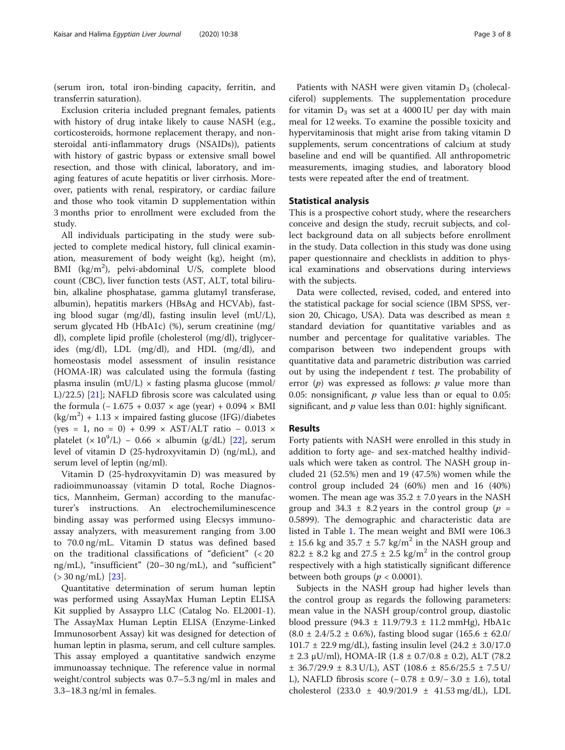(serum iron, total iron-binding capacity, ferritin, and transferrin saturation).

Exclusion criteria included pregnant females, patients with history of drug intake likely to cause NASH (e.g., corticosteroids, hormone replacement therapy, and nonsteroidal anti-inflammatory drugs (NSAIDs)), patients with history of gastric bypass or extensive small bowel resection, and those with clinical, laboratory, and imaging features of acute hepatitis or liver cirrhosis. Moreover, patients with renal, respiratory, or cardiac failure and those who took vitamin D supplementation within 3 months prior to enrollment were excluded from the study.

All individuals participating in the study were subjected to complete medical history, full clinical examination, measurement of body weight (kg), height (m), BMI (kg/m$^2$), pelvi-abdominal U/S, complete blood count (CBC), liver function tests (AST, ALT, total bilirubin, alkaline phosphatase, gamma glutamyl transferase, albumin), hepatitis markers (HBsAg and HCVAb), fasting blood sugar (mg/dl), fasting insulin level (mU/L), serum glycated Hb (HbA1c) (%), serum creatinine (mg/dl), complete lipid profile (cholesterol (mg/dl), triglycerides (mg/dl), LDL (mg/dl), and HDL (mg/dl), and homeostasis model assessment of insulin resistance (HOMA-IR) was calculated using the formula (fasting plasma insulin (mU/L) × fasting plasma glucose (mmol/L)/22.5) [21]; NAFLD fibrosis score was calculated using the formula (− 1.675 + 0.037 × age (year) + 0.094 × BMI (kg/m$^2$) + 1.13 × impaired fasting glucose (IFG)/diabetes (yes = 1, no = 0) + 0.99 × AST/ALT ratio − 0.013 × platelet (× 10$^9$/L) − 0.66 × albumin (g/dL) [22], serum level of vitamin D (25-hydroxyvitamin D) (ng/mL), and serum level of leptin (ng/ml).

Vitamin D (25-hydroxyvitamin D) was measured by radioimmunoassay (vitamin D total, Roche Diagnostics, Mannheim, German) according to the manufacturer's instructions. An electrochemiluminescence binding assay was performed using Elecsys immunoassay analyzers, with measurement ranging from 3.00 to 70.0 ng/mL. Vitamin D status was defined based on the traditional classifications of "deficient" (< 20 ng/mL), "insufficient" (20–30 ng/mL), and "sufficient" (> 30 ng/mL) [23].

Quantitative determination of serum human leptin was performed using AssayMax Human Leptin ELISA Kit supplied by Assaypro LLC (Catalog No. EL2001-1). The AssayMax Human Leptin ELISA (Enzyme-Linked Immunosorbent Assay) kit was designed for detection of human leptin in plasma, serum, and cell culture samples. This assay employed a quantitative sandwich enzyme immunoassay technique. The reference value in normal weight/control subjects was 0.7–5.3 ng/ml in males and 3.3–18.3 ng/ml in females.

Patients with NASH were given vitamin $D_3$ (cholecalciferol) supplements. The supplementation procedure for vitamin $D_3$ was set at a 4000 IU per day with main meal for 12 weeks. To examine the possible toxicity and hypervitaminosis that might arise from taking vitamin D supplements, serum concentrations of calcium at study baseline and end will be quantified. All anthropometric measurements, imaging studies, and laboratory blood tests were repeated after the end of treatment.

## Statistical analysis

This is a prospective cohort study, where the researchers conceive and design the study, recruit subjects, and collect background data on all subjects before enrollment in the study. Data collection in this study was done using paper questionnaire and checklists in addition to physical examinations and observations during interviews with the subjects.

Data were collected, revised, coded, and entered into the statistical package for social science (IBM SPSS, version 20, Chicago, USA). Data was described as mean ± standard deviation for quantitative variables and as number and percentage for qualitative variables. The comparison between two independent groups with quantitative data and parametric distribution was carried out by using the independent *t* test. The probability of error ($p$) was expressed as follows: $p$ value more than 0.05: nonsignificant, $p$ value less than or equal to 0.05: significant, and $p$ value less than 0.01: highly significant.

## Results

Forty patients with NASH were enrolled in this study in addition to forty age- and sex-matched healthy individuals which were taken as control. The NASH group included 21 (52.5%) men and 19 (47.5%) women while the control group included 24 (60%) men and 16 (40%) women. The mean age was 35.2 ± 7.0 years in the NASH group and 34.3 ± 8.2 years in the control group ($p$ = 0.5899). The demographic and characteristic data are listed in Table 1. The mean weight and BMI were 106.3 ± 15.6 kg and 35.7 ± 5.7 kg/m$^2$ in the NASH group and 82.2 ± 8.2 kg and 27.5 ± 2.5 kg/m$^2$ in the control group respectively with a high statistically significant difference between both groups ($p$ < 0.0001).

Subjects in the NASH group had higher levels than the control group as regards the following parameters: mean value in the NASH group/control group, diastolic blood pressure (94.3 ± 11.9/79.3 ± 11.2 mmHg), HbA1c (8.0 ± 2.4/5.2 ± 0.6%), fasting blood sugar (165.6 ± 62.0/101.7 ± 22.9 mg/dL), fasting insulin level (24.2 ± 3.0/17.0 ± 2.3 μU/ml), HOMA-IR (1.8 ± 0.7/0.8 ± 0.2), ALT (78.2 ± 36.7/29.9 ± 8.3 U/L), AST (108.6 ± 85.6/25.5 ± 7.5 U/L), NAFLD fibrosis score (− 0.78 ± 0.9/− 3.0 ± 1.6), total cholesterol (233.0 ± 40.9/201.9 ± 41.53 mg/dL), LDL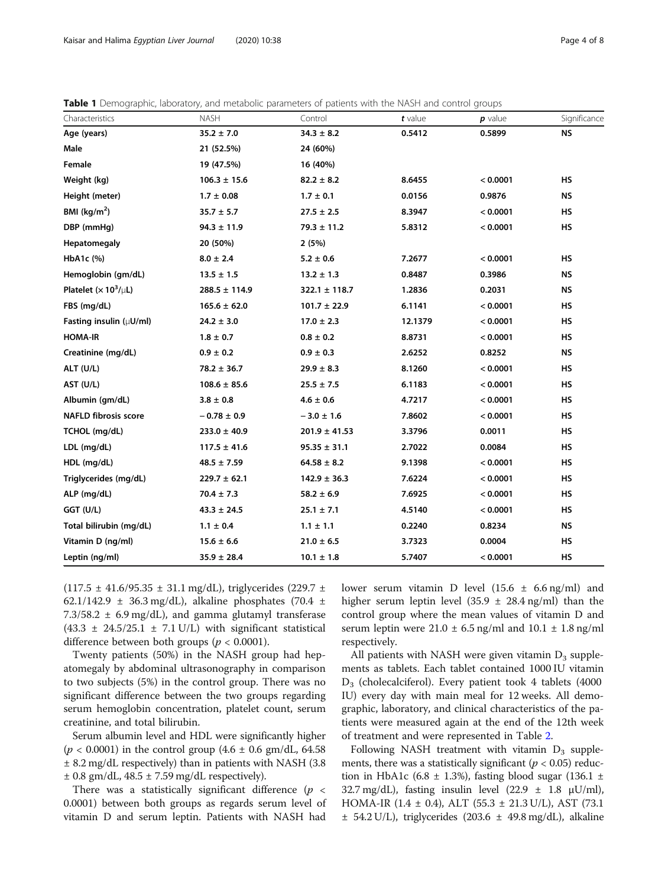**Table 1** Demographic, laboratory, and metabolic parameters of patients with the NASH and control groups

| Characteristics | NASH | Control | *t* value | *p* value | Significance |
|---|---|---|---|---|---|
| **Age (years)** | **35.2 ± 7.0** | **34.3 ± 8.2** | **0.5412** | **0.5899** | **NS** |
| **Male** | **21 (52.5%)** | **24 (60%)** | | | |
| **Female** | **19 (47.5%)** | **16 (40%)** | | | |
| **Weight (kg)** | **106.3 ± 15.6** | **82.2 ± 8.2** | **8.6455** | **< 0.0001** | **HS** |
| **Height (meter)** | **1.7 ± 0.08** | **1.7 ± 0.1** | **0.0156** | **0.9876** | **NS** |
| **BMI (kg/m$^2$)** | **35.7 ± 5.7** | **27.5 ± 2.5** | **8.3947** | **< 0.0001** | **HS** |
| **DBP (mmHg)** | **94.3 ± 11.9** | **79.3 ± 11.2** | **5.8312** | **< 0.0001** | **HS** |
| **Hepatomegaly** | **20 (50%)** | **2 (5%)** | | | |
| **HbA1c (%)** | **8.0 ± 2.4** | **5.2 ± 0.6** | **7.2677** | **< 0.0001** | **HS** |
| **Hemoglobin (gm/dL)** | **13.5 ± 1.5** | **13.2 ± 1.3** | **0.8487** | **0.3986** | **NS** |
| **Platelet (× 10$^3$/μL)** | **288.5 ± 114.9** | **322.1 ± 118.7** | **1.2836** | **0.2031** | **NS** |
| **FBS (mg/dL)** | **165.6 ± 62.0** | **101.7 ± 22.9** | **6.1141** | **< 0.0001** | **HS** |
| **Fasting insulin (μU/ml)** | **24.2 ± 3.0** | **17.0 ± 2.3** | **12.1379** | **< 0.0001** | **HS** |
| **HOMA-IR** | **1.8 ± 0.7** | **0.8 ± 0.2** | **8.8731** | **< 0.0001** | **HS** |
| **Creatinine (mg/dL)** | **0.9 ± 0.2** | **0.9 ± 0.3** | **2.6252** | **0.8252** | **NS** |
| **ALT (U/L)** | **78.2 ± 36.7** | **29.9 ± 8.3** | **8.1260** | **< 0.0001** | **HS** |
| **AST (U/L)** | **108.6 ± 85.6** | **25.5 ± 7.5** | **6.1183** | **< 0.0001** | **HS** |
| **Albumin (gm/dL)** | **3.8 ± 0.8** | **4.6 ± 0.6** | **4.7217** | **< 0.0001** | **HS** |
| **NAFLD fibrosis score** | **− 0.78 ± 0.9** | **− 3.0 ± 1.6** | **7.8602** | **< 0.0001** | **HS** |
| **TCHOL (mg/dL)** | **233.0 ± 40.9** | **201.9 ± 41.53** | **3.3796** | **0.0011** | **HS** |
| **LDL (mg/dL)** | **117.5 ± 41.6** | **95.35 ± 31.1** | **2.7022** | **0.0084** | **HS** |
| **HDL (mg/dL)** | **48.5 ± 7.59** | **64.58 ± 8.2** | **9.1398** | **< 0.0001** | **HS** |
| **Triglycerides (mg/dL)** | **229.7 ± 62.1** | **142.9 ± 36.3** | **7.6224** | **< 0.0001** | **HS** |
| **ALP (mg/dL)** | **70.4 ± 7.3** | **58.2 ± 6.9** | **7.6925** | **< 0.0001** | **HS** |
| **GGT (U/L)** | **43.3 ± 24.5** | **25.1 ± 7.1** | **4.5140** | **< 0.0001** | **HS** |
| **Total bilirubin (mg/dL)** | **1.1 ± 0.4** | **1.1 ± 1.1** | **0.2240** | **0.8234** | **NS** |
| **Vitamin D (ng/ml)** | **15.6 ± 6.6** | **21.0 ± 6.5** | **3.7323** | **0.0004** | **HS** |
| **Leptin (ng/ml)** | **35.9 ± 28.4** | **10.1 ± 1.8** | **5.7407** | **< 0.0001** | **HS** |

(117.5 ± 41.6/95.35 ± 31.1 mg/dL), triglycerides (229.7 ± 62.1/142.9 ± 36.3 mg/dL), alkaline phosphates (70.4 ± 7.3/58.2 ± 6.9 mg/dL), and gamma glutamyl transferase (43.3 ± 24.5/25.1 ± 7.1 U/L) with significant statistical difference between both groups ($p < 0.0001$).

Twenty patients (50%) in the NASH group had hepatomegaly by abdominal ultrasonography in comparison to two subjects (5%) in the control group. There was no significant difference between the two groups regarding serum hemoglobin concentration, platelet count, serum creatinine, and total bilirubin.

Serum albumin level and HDL were significantly higher ($p < 0.0001$) in the control group (4.6 ± 0.6 gm/dL, 64.58 ± 8.2 mg/dL respectively) than in patients with NASH (3.8 ± 0.8 gm/dL, 48.5 ± 7.59 mg/dL respectively).

There was a statistically significant difference ($p < 0.0001$) between both groups as regards serum level of vitamin D and serum leptin. Patients with NASH had lower serum vitamin D level (15.6 ± 6.6 ng/ml) and higher serum leptin level (35.9 ± 28.4 ng/ml) than the control group where the mean values of vitamin D and serum leptin were 21.0 ± 6.5 ng/ml and 10.1 ± 1.8 ng/ml respectively.

All patients with NASH were given vitamin $D_3$ supplements as tablets. Each tablet contained 1000 IU vitamin $D_3$ (cholecalciferol). Every patient took 4 tablets (4000 IU) every day with main meal for 12 weeks. All demographic, laboratory, and clinical characteristics of the patients were measured again at the end of the 12th week of treatment and were represented in Table 2.

Following NASH treatment with vitamin $D_3$ supplements, there was a statistically significant ($p < 0.05$) reduction in HbA1c (6.8 ± 1.3%), fasting blood sugar (136.1 ± 32.7 mg/dL), fasting insulin level (22.9 ± 1.8 μU/ml), HOMA-IR (1.4 ± 0.4), ALT (55.3 ± 21.3 U/L), AST (73.1 ± 54.2 U/L), triglycerides (203.6 ± 49.8 mg/dL), alkaline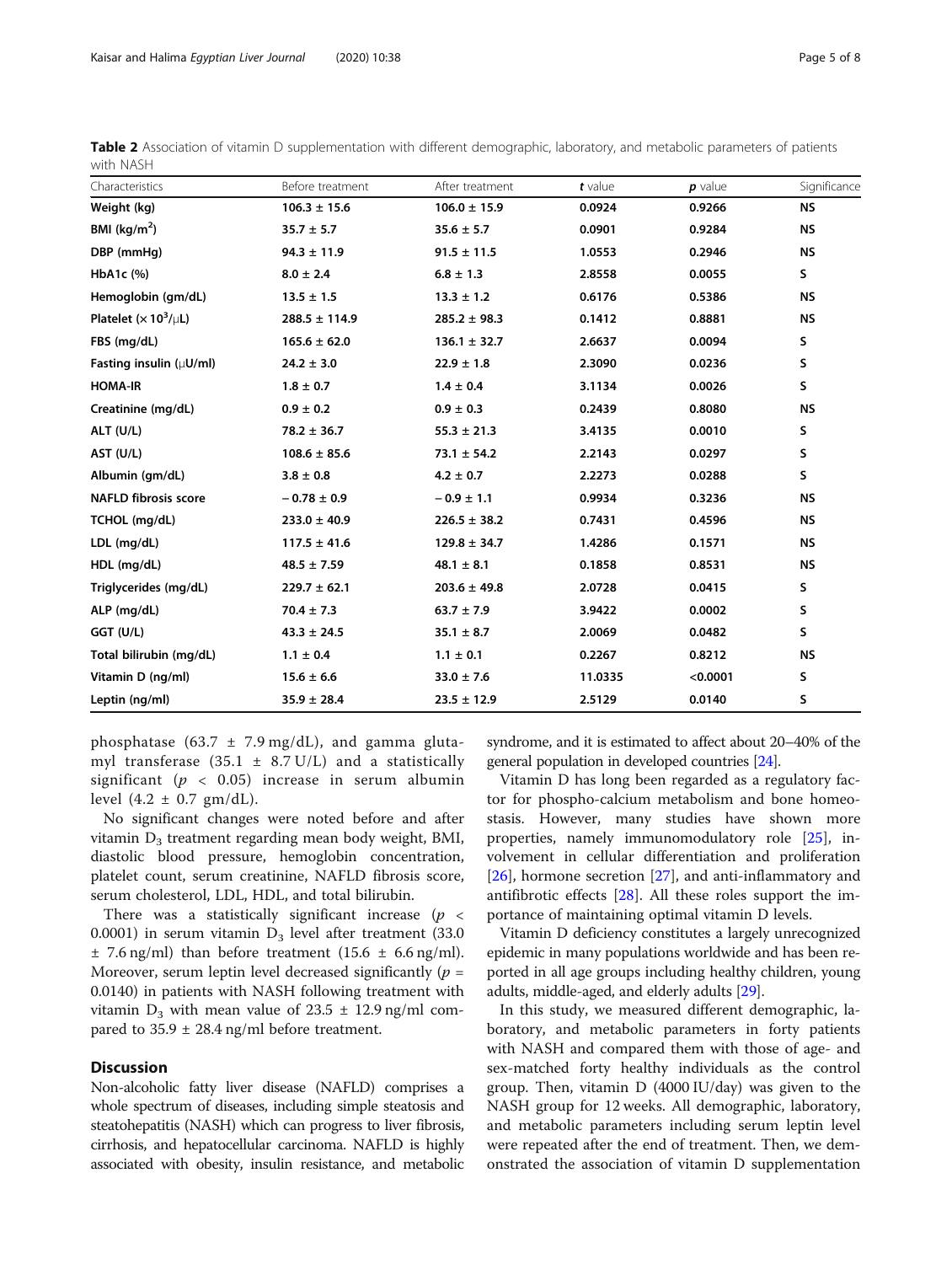**Table 2** Association of vitamin D supplementation with different demographic, laboratory, and metabolic parameters of patients with NASH

| Characteristics | Before treatment | After treatment | *t* value | *p* value | Significance |
|---|---|---|---|---|---|
| **Weight (kg)** | **106.3 ± 15.6** | **106.0 ± 15.9** | **0.0924** | **0.9266** | **NS** |
| **BMI (kg/m$^2$)** | **35.7 ± 5.7** | **35.6 ± 5.7** | **0.0901** | **0.9284** | **NS** |
| **DBP (mmHg)** | **94.3 ± 11.9** | **91.5 ± 11.5** | **1.0553** | **0.2946** | **NS** |
| **HbA1c (%)** | **8.0 ± 2.4** | **6.8 ± 1.3** | **2.8558** | **0.0055** | **S** |
| **Hemoglobin (gm/dL)** | **13.5 ± 1.5** | **13.3 ± 1.2** | **0.6176** | **0.5386** | **NS** |
| **Platelet (× 10$^3$/μL)** | **288.5 ± 114.9** | **285.2 ± 98.3** | **0.1412** | **0.8881** | **NS** |
| **FBS (mg/dL)** | **165.6 ± 62.0** | **136.1 ± 32.7** | **2.6637** | **0.0094** | **S** |
| **Fasting insulin (μU/ml)** | **24.2 ± 3.0** | **22.9 ± 1.8** | **2.3090** | **0.0236** | **S** |
| **HOMA-IR** | **1.8 ± 0.7** | **1.4 ± 0.4** | **3.1134** | **0.0026** | **S** |
| **Creatinine (mg/dL)** | **0.9 ± 0.2** | **0.9 ± 0.3** | **0.2439** | **0.8080** | **NS** |
| **ALT (U/L)** | **78.2 ± 36.7** | **55.3 ± 21.3** | **3.4135** | **0.0010** | **S** |
| **AST (U/L)** | **108.6 ± 85.6** | **73.1 ± 54.2** | **2.2143** | **0.0297** | **S** |
| **Albumin (gm/dL)** | **3.8 ± 0.8** | **4.2 ± 0.7** | **2.2273** | **0.0288** | **S** |
| **NAFLD fibrosis score** | **− 0.78 ± 0.9** | **− 0.9 ± 1.1** | **0.9934** | **0.3236** | **NS** |
| **TCHOL (mg/dL)** | **233.0 ± 40.9** | **226.5 ± 38.2** | **0.7431** | **0.4596** | **NS** |
| **LDL (mg/dL)** | **117.5 ± 41.6** | **129.8 ± 34.7** | **1.4286** | **0.1571** | **NS** |
| **HDL (mg/dL)** | **48.5 ± 7.59** | **48.1 ± 8.1** | **0.1858** | **0.8531** | **NS** |
| **Triglycerides (mg/dL)** | **229.7 ± 62.1** | **203.6 ± 49.8** | **2.0728** | **0.0415** | **S** |
| **ALP (mg/dL)** | **70.4 ± 7.3** | **63.7 ± 7.9** | **3.9422** | **0.0002** | **S** |
| **GGT (U/L)** | **43.3 ± 24.5** | **35.1 ± 8.7** | **2.0069** | **0.0482** | **S** |
| **Total bilirubin (mg/dL)** | **1.1 ± 0.4** | **1.1 ± 0.1** | **0.2267** | **0.8212** | **NS** |
| **Vitamin D (ng/ml)** | **15.6 ± 6.6** | **33.0 ± 7.6** | **11.0335** | **<0.0001** | **S** |
| **Leptin (ng/ml)** | **35.9 ± 28.4** | **23.5 ± 12.9** | **2.5129** | **0.0140** | **S** |

phosphatase (63.7 ± 7.9 mg/dL), and gamma glutamyl transferase (35.1 ± 8.7 U/L) and a statistically significant ($p < 0.05$) increase in serum albumin level (4.2 ± 0.7 gm/dL).

No significant changes were noted before and after vitamin $D_3$ treatment regarding mean body weight, BMI, diastolic blood pressure, hemoglobin concentration, platelet count, serum creatinine, NAFLD fibrosis score, serum cholesterol, LDL, HDL, and total bilirubin.

There was a statistically significant increase ($p < 0.0001$) in serum vitamin $D_3$ level after treatment (33.0 ± 7.6 ng/ml) than before treatment (15.6 ± 6.6 ng/ml). Moreover, serum leptin level decreased significantly ($p = 0.0140$) in patients with NASH following treatment with vitamin $D_3$ with mean value of 23.5 ± 12.9 ng/ml compared to 35.9 ± 28.4 ng/ml before treatment.

## Discussion

Non-alcoholic fatty liver disease (NAFLD) comprises a whole spectrum of diseases, including simple steatosis and steatohepatitis (NASH) which can progress to liver fibrosis, cirrhosis, and hepatocellular carcinoma. NAFLD is highly associated with obesity, insulin resistance, and metabolic syndrome, and it is estimated to affect about 20–40% of the general population in developed countries [24].

Vitamin D has long been regarded as a regulatory factor for phospho-calcium metabolism and bone homeostasis. However, many studies have shown more properties, namely immunomodulatory role [25], involvement in cellular differentiation and proliferation [26], hormone secretion [27], and anti-inflammatory and antifibrotic effects [28]. All these roles support the importance of maintaining optimal vitamin D levels.

Vitamin D deficiency constitutes a largely unrecognized epidemic in many populations worldwide and has been reported in all age groups including healthy children, young adults, middle-aged, and elderly adults [29].

In this study, we measured different demographic, laboratory, and metabolic parameters in forty patients with NASH and compared them with those of age- and sex-matched forty healthy individuals as the control group. Then, vitamin D (4000 IU/day) was given to the NASH group for 12 weeks. All demographic, laboratory, and metabolic parameters including serum leptin level were repeated after the end of treatment. Then, we demonstrated the association of vitamin D supplementation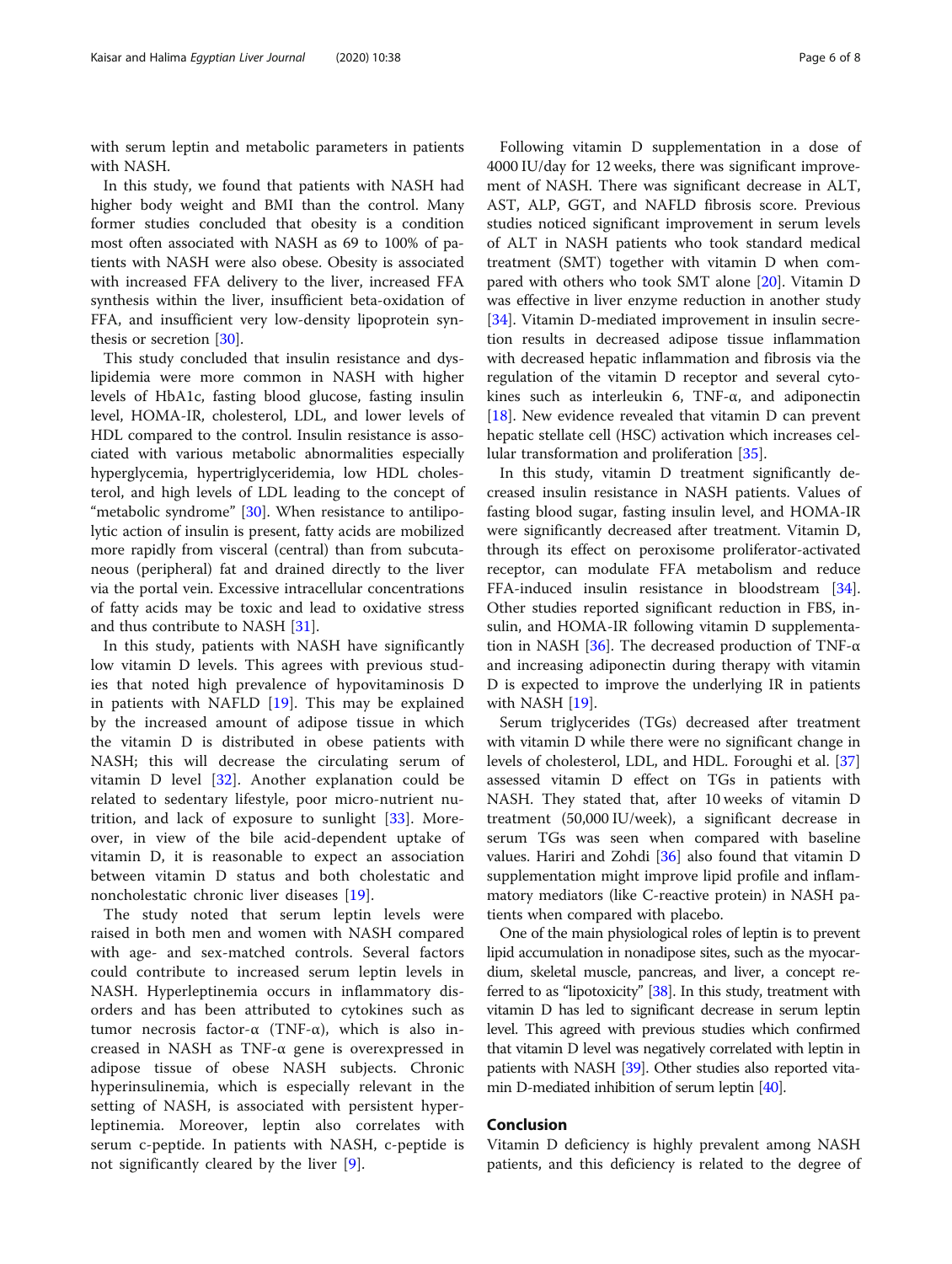with serum leptin and metabolic parameters in patients with NASH.

In this study, we found that patients with NASH had higher body weight and BMI than the control. Many former studies concluded that obesity is a condition most often associated with NASH as 69 to 100% of patients with NASH were also obese. Obesity is associated with increased FFA delivery to the liver, increased FFA synthesis within the liver, insufficient beta-oxidation of FFA, and insufficient very low-density lipoprotein synthesis or secretion [30].

This study concluded that insulin resistance and dyslipidemia were more common in NASH with higher levels of HbA1c, fasting blood glucose, fasting insulin level, HOMA-IR, cholesterol, LDL, and lower levels of HDL compared to the control. Insulin resistance is associated with various metabolic abnormalities especially hyperglycemia, hypertriglyceridemia, low HDL cholesterol, and high levels of LDL leading to the concept of "metabolic syndrome" [30]. When resistance to antilipolytic action of insulin is present, fatty acids are mobilized more rapidly from visceral (central) than from subcutaneous (peripheral) fat and drained directly to the liver via the portal vein. Excessive intracellular concentrations of fatty acids may be toxic and lead to oxidative stress and thus contribute to NASH [31].

In this study, patients with NASH have significantly low vitamin D levels. This agrees with previous studies that noted high prevalence of hypovitaminosis D in patients with NAFLD [19]. This may be explained by the increased amount of adipose tissue in which the vitamin D is distributed in obese patients with NASH; this will decrease the circulating serum of vitamin D level [32]. Another explanation could be related to sedentary lifestyle, poor micro-nutrient nutrition, and lack of exposure to sunlight [33]. Moreover, in view of the bile acid-dependent uptake of vitamin D, it is reasonable to expect an association between vitamin D status and both cholestatic and noncholestatic chronic liver diseases [19].

The study noted that serum leptin levels were raised in both men and women with NASH compared with age- and sex-matched controls. Several factors could contribute to increased serum leptin levels in NASH. Hyperleptinemia occurs in inflammatory disorders and has been attributed to cytokines such as tumor necrosis factor-α (TNF-α), which is also increased in NASH as TNF-α gene is overexpressed in adipose tissue of obese NASH subjects. Chronic hyperinsulinemia, which is especially relevant in the setting of NASH, is associated with persistent hyperleptinemia. Moreover, leptin also correlates with serum c-peptide. In patients with NASH, c-peptide is not significantly cleared by the liver [9].

Following vitamin D supplementation in a dose of 4000 IU/day for 12 weeks, there was significant improvement of NASH. There was significant decrease in ALT, AST, ALP, GGT, and NAFLD fibrosis score. Previous studies noticed significant improvement in serum levels of ALT in NASH patients who took standard medical treatment (SMT) together with vitamin D when compared with others who took SMT alone [20]. Vitamin D was effective in liver enzyme reduction in another study [34]. Vitamin D-mediated improvement in insulin secretion results in decreased adipose tissue inflammation with decreased hepatic inflammation and fibrosis via the regulation of the vitamin D receptor and several cytokines such as interleukin 6, TNF-α, and adiponectin [18]. New evidence revealed that vitamin D can prevent hepatic stellate cell (HSC) activation which increases cellular transformation and proliferation [35].

In this study, vitamin D treatment significantly decreased insulin resistance in NASH patients. Values of fasting blood sugar, fasting insulin level, and HOMA-IR were significantly decreased after treatment. Vitamin D, through its effect on peroxisome proliferator-activated receptor, can modulate FFA metabolism and reduce FFA-induced insulin resistance in bloodstream [34]. Other studies reported significant reduction in FBS, insulin, and HOMA-IR following vitamin D supplementation in NASH [36]. The decreased production of TNF-α and increasing adiponectin during therapy with vitamin D is expected to improve the underlying IR in patients with NASH [19].

Serum triglycerides (TGs) decreased after treatment with vitamin D while there were no significant change in levels of cholesterol, LDL, and HDL. Foroughi et al. [37] assessed vitamin D effect on TGs in patients with NASH. They stated that, after 10 weeks of vitamin D treatment (50,000 IU/week), a significant decrease in serum TGs was seen when compared with baseline values. Hariri and Zohdi [36] also found that vitamin D supplementation might improve lipid profile and inflammatory mediators (like C-reactive protein) in NASH patients when compared with placebo.

One of the main physiological roles of leptin is to prevent lipid accumulation in nonadipose sites, such as the myocardium, skeletal muscle, pancreas, and liver, a concept referred to as "lipotoxicity" [38]. In this study, treatment with vitamin D has led to significant decrease in serum leptin level. This agreed with previous studies which confirmed that vitamin D level was negatively correlated with leptin in patients with NASH [39]. Other studies also reported vitamin D-mediated inhibition of serum leptin [40].

## Conclusion

Vitamin D deficiency is highly prevalent among NASH patients, and this deficiency is related to the degree of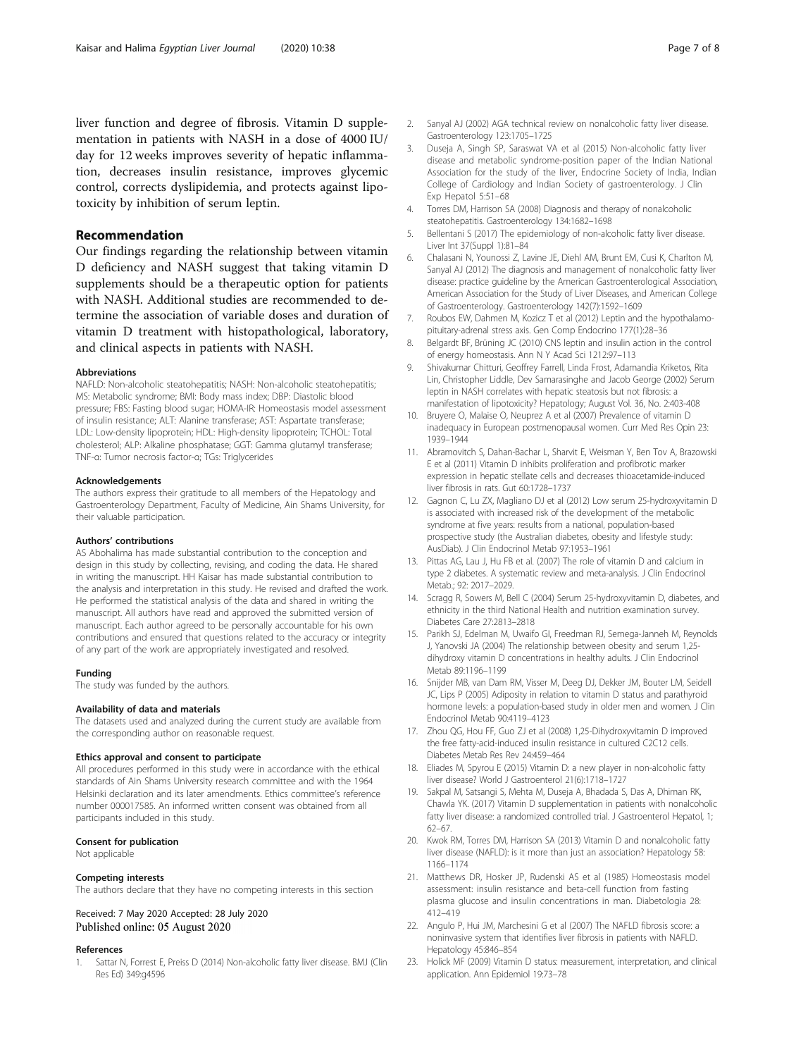liver function and degree of fibrosis. Vitamin D supplementation in patients with NASH in a dose of 4000 IU/day for 12 weeks improves severity of hepatic inflammation, decreases insulin resistance, improves glycemic control, corrects dyslipidemia, and protects against lipotoxicity by inhibition of serum leptin.

## Recommendation

Our findings regarding the relationship between vitamin D deficiency and NASH suggest that taking vitamin D supplements should be a therapeutic option for patients with NASH. Additional studies are recommended to determine the association of variable doses and duration of vitamin D treatment with histopathological, laboratory, and clinical aspects in patients with NASH.

#### Abbreviations

NAFLD: Non-alcoholic steatohepatitis; NASH: Non-alcoholic steatohepatitis; MS: Metabolic syndrome; BMI: Body mass index; DBP: Diastolic blood pressure; FBS: Fasting blood sugar; HOMA-IR: Homeostasis model assessment of insulin resistance; ALT: Alanine transferase; AST: Aspartate transferase; LDL: Low-density lipoprotein; HDL: High-density lipoprotein; TCHOL: Total cholesterol; ALP: Alkaline phosphatase; GGT: Gamma glutamyl transferase; TNF-α: Tumor necrosis factor-α; TGs: Triglycerides

#### Acknowledgements

The authors express their gratitude to all members of the Hepatology and Gastroenterology Department, Faculty of Medicine, Ain Shams University, for their valuable participation.

#### Authors' contributions

AS Abohalima has made substantial contribution to the conception and design in this study by collecting, revising, and coding the data. He shared in writing the manuscript. HH Kaisar has made substantial contribution to the analysis and interpretation in this study. He revised and drafted the work. He performed the statistical analysis of the data and shared in writing the manuscript. All authors have read and approved the submitted version of manuscript. Each author agreed to be personally accountable for his own contributions and ensured that questions related to the accuracy or integrity of any part of the work are appropriately investigated and resolved.

#### Funding

The study was funded by the authors.

#### Availability of data and materials

The datasets used and analyzed during the current study are available from the corresponding author on reasonable request.

#### Ethics approval and consent to participate

All procedures performed in this study were in accordance with the ethical standards of Ain Shams University research committee and with the 1964 Helsinki declaration and its later amendments. Ethics committee's reference number 000017585. An informed written consent was obtained from all participants included in this study.

#### Consent for publication

Not applicable

#### Competing interests

The authors declare that they have no competing interests in this section

Received: 7 May 2020 Accepted: 28 July 2020
Published online: 05 August 2020

#### References

1. Sattar N, Forrest E, Preiss D (2014) Non-alcoholic fatty liver disease. BMJ (Clin Res Ed) 349:g4596
2. Sanyal AJ (2002) AGA technical review on nonalcoholic fatty liver disease. Gastroenterology 123:1705–1725
3. Duseja A, Singh SP, Saraswat VA et al (2015) Non-alcoholic fatty liver disease and metabolic syndrome-position paper of the Indian National Association for the study of the liver, Endocrine Society of India, Indian College of Cardiology and Indian Society of gastroenterology. J Clin Exp Hepatol 5:51–68
4. Torres DM, Harrison SA (2008) Diagnosis and therapy of nonalcoholic steatohepatitis. Gastroenterology 134:1682–1698
5. Bellentani S (2017) The epidemiology of non-alcoholic fatty liver disease. Liver Int 37(Suppl 1):81–84
6. Chalasani N, Younossi Z, Lavine JE, Diehl AM, Brunt EM, Cusi K, Charlton M, Sanyal AJ (2012) The diagnosis and management of nonalcoholic fatty liver disease: practice guideline by the American Gastroenterological Association, American Association for the Study of Liver Diseases, and American College of Gastroenterology. Gastroenterology 142(7):1592–1609
7. Roubos EW, Dahmen M, Kozicz T et al (2012) Leptin and the hypothalamo-pituitary-adrenal stress axis. Gen Comp Endocrino 177(1):28–36
8. Belgardt BF, Brüning JC (2010) CNS leptin and insulin action in the control of energy homeostasis. Ann N Y Acad Sci 1212:97–113
9. Shivakumar Chitturi, Geoffrey Farrell, Linda Frost, Adamandia Kriketos, Rita Lin, Christopher Liddle, Dev Samarasinghe and Jacob George (2002) Serum leptin in NASH correlates with hepatic steatosis but not fibrosis: a manifestation of lipotoxicity? Hepatology; August Vol. 36, No. 2:403-408
10. Bruyere O, Malaise O, Neuprez A et al (2007) Prevalence of vitamin D inadequacy in European postmenopausal women. Curr Med Res Opin 23: 1939–1944
11. Abramovitch S, Dahan-Bachar L, Sharvit E, Weisman Y, Ben Tov A, Brazowski E et al (2011) Vitamin D inhibits proliferation and profibrotic marker expression in hepatic stellate cells and decreases thioacetamide-induced liver fibrosis in rats. Gut 60:1728–1737
12. Gagnon C, Lu ZX, Magliano DJ et al (2012) Low serum 25-hydroxyvitamin D is associated with increased risk of the development of the metabolic syndrome at five years: results from a national, population-based prospective study (the Australian diabetes, obesity and lifestyle study: AusDiab). J Clin Endocrinol Metab 97:1953–1961
13. Pittas AG, Lau J, Hu FB et al. (2007) The role of vitamin D and calcium in type 2 diabetes. A systematic review and meta-analysis. J Clin Endocrinol Metab.; 92: 2017–2029.
14. Scragg R, Sowers M, Bell C (2004) Serum 25-hydroxyvitamin D, diabetes, and ethnicity in the third National Health and nutrition examination survey. Diabetes Care 27:2813–2818
15. Parikh SJ, Edelman M, Uwaifo GI, Freedman RJ, Semega-Janneh M, Reynolds J, Yanovski JA (2004) The relationship between obesity and serum 1,25-dihydroxy vitamin D concentrations in healthy adults. J Clin Endocrinol Metab 89:1196–1199
16. Snijder MB, van Dam RM, Visser M, Deeg DJ, Dekker JM, Bouter LM, Seidell JC, Lips P (2005) Adiposity in relation to vitamin D status and parathyroid hormone levels: a population-based study in older men and women. J Clin Endocrinol Metab 90:4119–4123
17. Zhou QG, Hou FF, Guo ZJ et al (2008) 1,25-Dihydroxyvitamin D improved the free fatty-acid-induced insulin resistance in cultured C2C12 cells. Diabetes Metab Res Rev 24:459–464
18. Eliades M, Spyrou E (2015) Vitamin D: a new player in non-alcoholic fatty liver disease? World J Gastroenterol 21(6):1718–1727
19. Sakpal M, Satsangi S, Mehta M, Duseja A, Bhadada S, Das A, Dhiman RK, Chawla YK. (2017) Vitamin D supplementation in patients with nonalcoholic fatty liver disease: a randomized controlled trial. J Gastroenterol Hepatol, 1; 62–67.
20. Kwok RM, Torres DM, Harrison SA (2013) Vitamin D and nonalcoholic fatty liver disease (NAFLD): is it more than just an association? Hepatology 58: 1166–1174
21. Matthews DR, Hosker JP, Rudenski AS et al (1985) Homeostasis model assessment: insulin resistance and beta-cell function from fasting plasma glucose and insulin concentrations in man. Diabetologia 28: 412–419
22. Angulo P, Hui JM, Marchesini G et al (2007) The NAFLD fibrosis score: a noninvasive system that identifies liver fibrosis in patients with NAFLD. Hepatology 45:846–854
23. Holick MF (2009) Vitamin D status: measurement, interpretation, and clinical application. Ann Epidemiol 19:73–78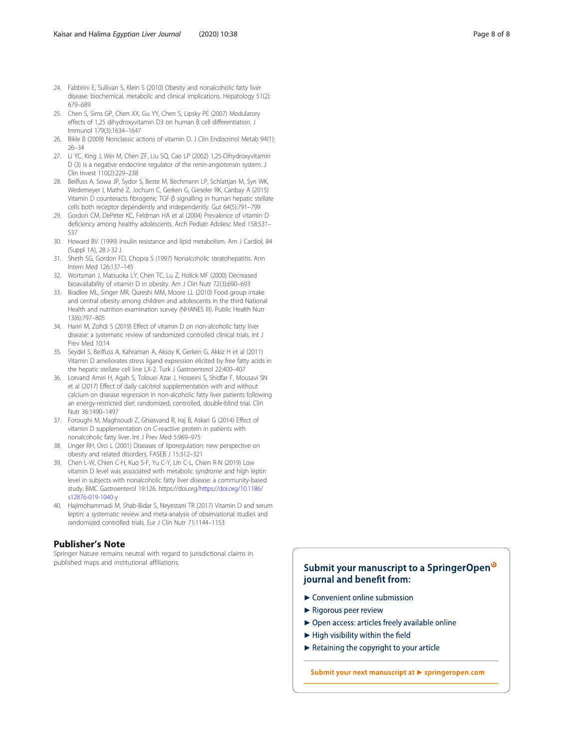24. Fabbrini E, Sullivan S, Klein S (2010) Obesity and nonalcoholic fatty liver disease: biochemical, metabolic and clinical implications. Hepatology 51(2): 679–689
25. Chen S, Sims GP, Chen XX, Gu YY, Chen S, Lipsky PE (2007) Modulatory effects of 1,25 dihydroxyvitamin D3 on human B cell differentiation. J Immunol 179(3):1634–1647
26. Bikle B (2009) Nonclassic actions of vitamin D. J Clin Endocrinol Metab 94(1): 26–34
27. Li YC, King J, Wei M, Chen ZF, Liu SQ, Cao LP (2002) 1,25-Dihydroxyvitamin D (3) is a negative endocrine regulator of the renin-angiotensin system. J Clin Invest 110(2):229–238
28. Beilfuss A, Sowa JP, Sydor S, Beste M, Bechmann LP, Schlattjan M, Syn WK, Wedemeyer I, Mathé Z, Jochum C, Gerken G, Gieseler RK, Canbay A (2015) Vitamin D counteracts fibrogenic TGF-β signalling in human hepatic stellate cells both receptor dependently and independently. Gut 64(5):791–799
29. Gordon CM, DePeter KC, Feldman HA et al (2004) Prevalence of vitamin D deficiency among healthy adolescents. Arch Pediatr Adolesc Med 158:531–537
30. Howard BV. (1999) Insulin resistance and lipid metabolism. Am J Cardiol, 84 (Suppl 1A), 28 J-32 J.
31. Sheth SG, Gordon FD, Chopra S (1997) Nonalcoholic steatohepatitis. Ann Intern Med 126:137–145
32. Wortsman J, Matsuoka LY, Chen TC, Lu Z, Holick MF (2000) Decreased bioavailability of vitamin D in obesity. Am J Clin Nutr 72(3):690–693
33. Bradlee ML, Singer MR, Qureshi MM, Moore LL (2010) Food group intake and central obesity among children and adolescents in the third National Health and nutrition examination survey (NHANES III). Public Health Nutr 13(6):797–805
34. Hariri M, Zohdi S (2019) Effect of vitamin D on non-alcoholic fatty liver disease: a systematic review of randomized controlled clinical trials. Int J Prev Med 10:14
35. Seydel S, Beilfuss A, Kahraman A, Aksoy K, Gerken G, Akkiz H et al (2011) Vitamin D ameliorates stress ligand expression elicited by free fatty acids in the hepatic stellate cell line LX-2. Turk J Gastroenterol 22:400–407
36. Lorvand Amiri H, Agah S, Tolouei Azar J, Hosseini S, Shidfar F, Mousavi SN et al (2017) Effect of daily calcitriol supplementation with and without calcium on disease regression in non-alcoholic fatty liver patients following an energy-restricted diet: randomized, controlled, double-blind trial. Clin Nutr 36:1490–1497
37. Foroughi M, Maghsoudi Z, Ghiasvand R, Iraj B, Askari G (2014) Effect of vitamin D supplementation on C-reactive protein in patients with nonalcoholic fatty liver. Int J Prev Med 5:969–975
38. Unger RH, Orci L (2001) Diseases of liporegulation: new perspective on obesity and related disorders. FASEB J 15:312–321
39. Chen L-W, Chien C-H, Kuo S-F, Yu C-Y, Lin C-L, Chien R-N (2019) Low vitamin D level was associated with metabolic syndrome and high leptin level in subjects with nonalcoholic fatty liver disease: a community-based study. BMC Gastroenterol 19:126. https://doi.org/https://doi.org/10.1186/s12876-019-1040-y
40. Hajimohammadi M, Shab-Bidar S, Neyestani TR (2017) Vitamin D and serum leptin: a systematic review and meta-analysis of observational studies and randomized controlled trials. Eur J Clin Nutr 71:1144–1153

## Publisher's Note

Springer Nature remains neutral with regard to jurisdictional claims in published maps and institutional affiliations.

**Submit your manuscript to a SpringerOpen journal and benefit from:**

- Convenient online submission
- Rigorous peer review
- Open access: articles freely available online
- High visibility within the field
- Retaining the copyright to your article

**Submit your next manuscript at ► springeropen.com**